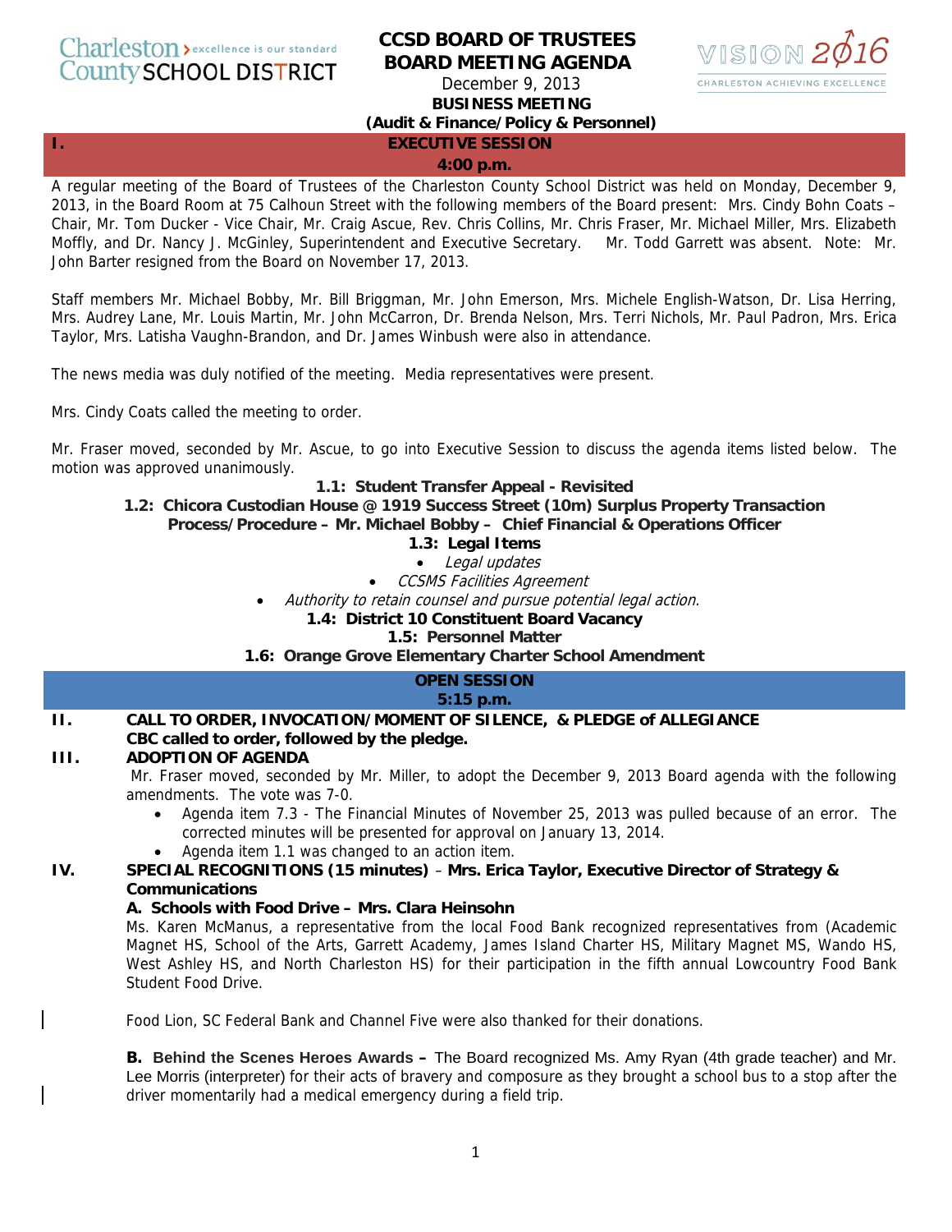Charleston > excellence is our standard
County SCHOOL DISTRICT

# CCSD BOARD OF TRUSTEES
# BOARD MEETING AGENDA

December 9, 2013

**BUSINESS MEETING**
**(Audit & Finance/Policy & Personnel)**

VISION 2016
CHARLESTON ACHIEVING EXCELLENCE

## I. EXECUTIVE SESSION
**4:00 p.m.**

A regular meeting of the Board of Trustees of the Charleston County School District was held on Monday, December 9, 2013, in the Board Room at 75 Calhoun Street with the following members of the Board present: Mrs. Cindy Bohn Coats – Chair, Mr. Tom Ducker - Vice Chair, Mr. Craig Ascue, Rev. Chris Collins, Mr. Chris Fraser, Mr. Michael Miller, Mrs. Elizabeth Moffly, and Dr. Nancy J. McGinley, Superintendent and Executive Secretary. Mr. Todd Garrett was absent. Note: Mr. John Barter resigned from the Board on November 17, 2013.

Staff members Mr. Michael Bobby, Mr. Bill Briggman, Mr. John Emerson, Mrs. Michele English-Watson, Dr. Lisa Herring, Mrs. Audrey Lane, Mr. Louis Martin, Mr. John McCarron, Dr. Brenda Nelson, Mrs. Terri Nichols, Mr. Paul Padron, Mrs. Erica Taylor, Mrs. Latisha Vaughn-Brandon, and Dr. James Winbush were also in attendance.

The news media was duly notified of the meeting. Media representatives were present.

Mrs. Cindy Coats called the meeting to order.

Mr. Fraser moved, seconded by Mr. Ascue, to go into Executive Session to discuss the agenda items listed below. The motion was approved unanimously.

**1.1: Student Transfer Appeal - Revisited**

**1.2: Chicora Custodian House @ 1919 Success Street (10m) Surplus Property Transaction Process/Procedure – Mr. Michael Bobby – Chief Financial & Operations Officer**

**1.3: Legal Items**

- *Legal updates*
- *CCSMS Facilities Agreement*
- *Authority to retain counsel and pursue potential legal action.*

**1.4: District 10 Constituent Board Vacancy**

**1.5: Personnel Matter**

**1.6: Orange Grove Elementary Charter School Amendment**

## OPEN SESSION
**5:15 p.m.**

## II. CALL TO ORDER, INVOCATION/MOMENT OF SILENCE, & PLEDGE of ALLEGIANCE

**CBC called to order, followed by the pledge.**

## III. ADOPTION OF AGENDA

Mr. Fraser moved, seconded by Mr. Miller, to adopt the December 9, 2013 Board agenda with the following amendments. The vote was 7-0.

- Agenda item 7.3 - The Financial Minutes of November 25, 2013 was pulled because of an error. The corrected minutes will be presented for approval on January 13, 2014.
- Agenda item 1.1 was changed to an action item.

## IV. SPECIAL RECOGNITIONS (15 minutes) – Mrs. Erica Taylor, Executive Director of Strategy & Communications

**A. Schools with Food Drive – Mrs. Clara Heinsohn**

Ms. Karen McManus, a representative from the local Food Bank recognized representatives from (Academic Magnet HS, School of the Arts, Garrett Academy, James Island Charter HS, Military Magnet MS, Wando HS, West Ashley HS, and North Charleston HS) for their participation in the fifth annual Lowcountry Food Bank Student Food Drive.

Food Lion, SC Federal Bank and Channel Five were also thanked for their donations.

**B. Behind the Scenes Heroes Awards –** The Board recognized Ms. Amy Ryan (4th grade teacher) and Mr. Lee Morris (interpreter) for their acts of bravery and composure as they brought a school bus to a stop after the driver momentarily had a medical emergency during a field trip.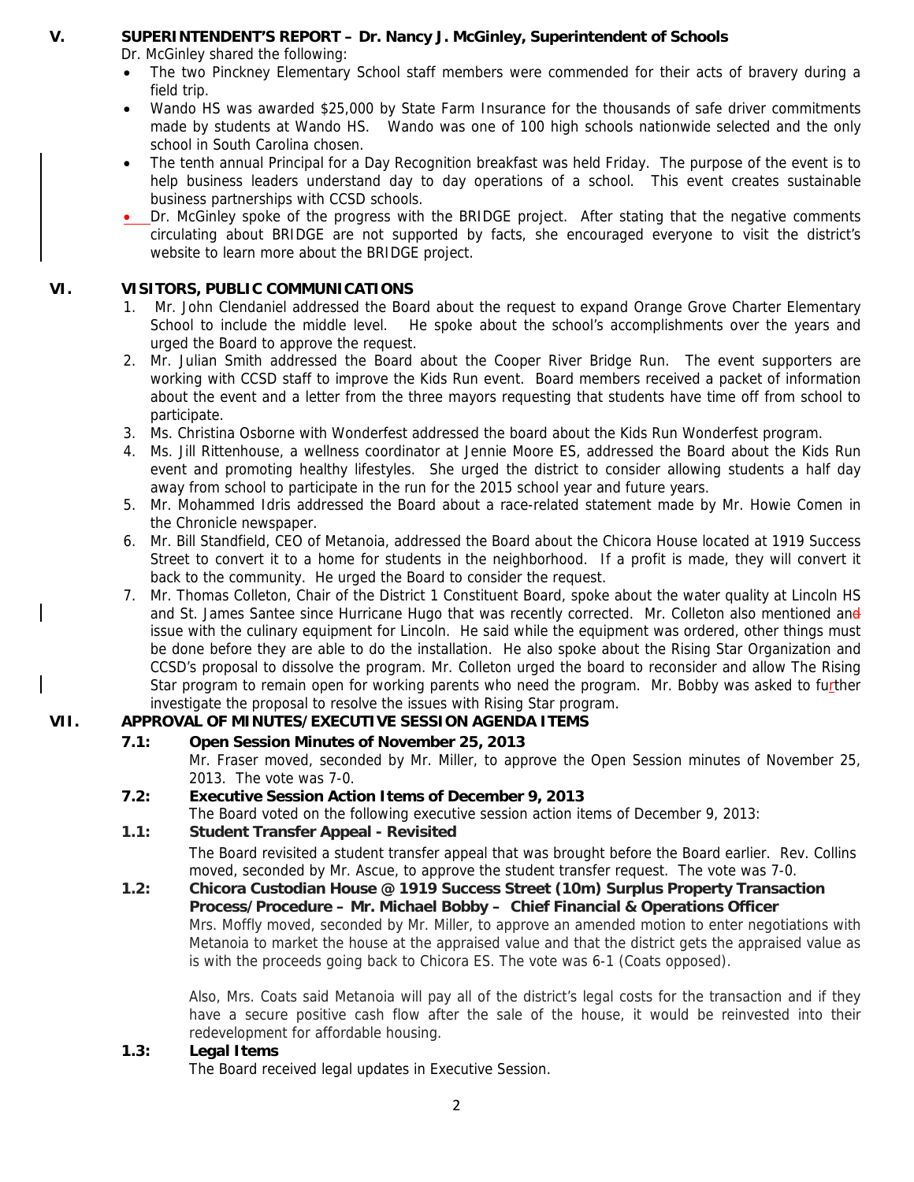## V. SUPERINTENDENT'S REPORT – Dr. Nancy J. McGinley, Superintendent of Schools

Dr. McGinley shared the following:

- The two Pinckney Elementary School staff members were commended for their acts of bravery during a field trip.
- Wando HS was awarded $25,000 by State Farm Insurance for the thousands of safe driver commitments made by students at Wando HS. Wando was one of 100 high schools nationwide selected and the only school in South Carolina chosen.
- The tenth annual Principal for a Day Recognition breakfast was held Friday. The purpose of the event is to help business leaders understand day to day operations of a school. This event creates sustainable business partnerships with CCSD schools.
- Dr. McGinley spoke of the progress with the BRIDGE project. After stating that the negative comments circulating about BRIDGE are not supported by facts, she encouraged everyone to visit the district's website to learn more about the BRIDGE project.

## VI. VISITORS, PUBLIC COMMUNICATIONS

1. Mr. John Clendaniel addressed the Board about the request to expand Orange Grove Charter Elementary School to include the middle level. He spoke about the school's accomplishments over the years and urged the Board to approve the request.
2. Mr. Julian Smith addressed the Board about the Cooper River Bridge Run. The event supporters are working with CCSD staff to improve the Kids Run event. Board members received a packet of information about the event and a letter from the three mayors requesting that students have time off from school to participate.
3. Ms. Christina Osborne with Wonderfest addressed the board about the Kids Run Wonderfest program.
4. Ms. Jill Rittenhouse, a wellness coordinator at Jennie Moore ES, addressed the Board about the Kids Run event and promoting healthy lifestyles. She urged the district to consider allowing students a half day away from school to participate in the run for the 2015 school year and future years.
5. Mr. Mohammed Idris addressed the Board about a race-related statement made by Mr. Howie Comen in the Chronicle newspaper.
6. Mr. Bill Standfield, CEO of Metanoia, addressed the Board about the Chicora House located at 1919 Success Street to convert it to a home for students in the neighborhood. If a profit is made, they will convert it back to the community. He urged the Board to consider the request.
7. Mr. Thomas Colleton, Chair of the District 1 Constituent Board, spoke about the water quality at Lincoln HS and St. James Santee since Hurricane Hugo that was recently corrected. Mr. Colleton also mentioned an issue with the culinary equipment for Lincoln. He said while the equipment was ordered, other things must be done before they are able to do the installation. He also spoke about the Rising Star Organization and CCSD's proposal to dissolve the program. Mr. Colleton urged the board to reconsider and allow The Rising Star program to remain open for working parents who need the program. Mr. Bobby was asked to further investigate the proposal to resolve the issues with Rising Star program.

## VII. APPROVAL OF MINUTES/EXECUTIVE SESSION AGENDA ITEMS

### 7.1: Open Session Minutes of November 25, 2013

Mr. Fraser moved, seconded by Mr. Miller, to approve the Open Session minutes of November 25, 2013. The vote was 7-0.

### 7.2: Executive Session Action Items of December 9, 2013

The Board voted on the following executive session action items of December 9, 2013:

### 1.1: Student Transfer Appeal - Revisited

The Board revisited a student transfer appeal that was brought before the Board earlier. Rev. Collins moved, seconded by Mr. Ascue, to approve the student transfer request. The vote was 7-0.

### 1.2: Chicora Custodian House @ 1919 Success Street (10m) Surplus Property Transaction Process/Procedure – Mr. Michael Bobby – Chief Financial & Operations Officer

Mrs. Moffly moved, seconded by Mr. Miller, to approve an amended motion to enter negotiations with Metanoia to market the house at the appraised value and that the district gets the appraised value as is with the proceeds going back to Chicora ES. The vote was 6-1 (Coats opposed).

Also, Mrs. Coats said Metanoia will pay all of the district's legal costs for the transaction and if they have a secure positive cash flow after the sale of the house, it would be reinvested into their redevelopment for affordable housing.

### 1.3: Legal Items

The Board received legal updates in Executive Session.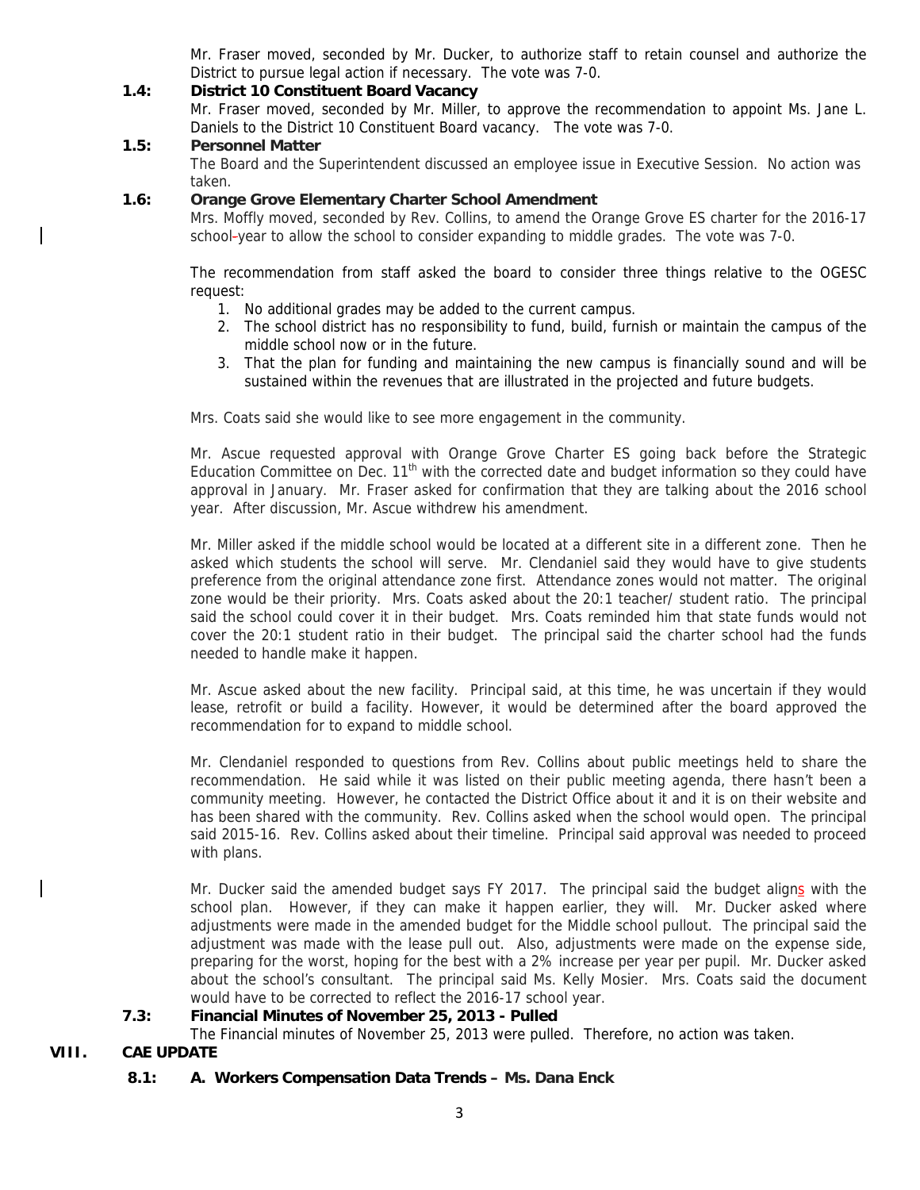Mr. Fraser moved, seconded by Mr. Ducker, to authorize staff to retain counsel and authorize the District to pursue legal action if necessary. The vote was 7-0.

**1.4: District 10 Constituent Board Vacancy**

Mr. Fraser moved, seconded by Mr. Miller, to approve the recommendation to appoint Ms. Jane L. Daniels to the District 10 Constituent Board vacancy. The vote was 7-0.

**1.5: Personnel Matter**

The Board and the Superintendent discussed an employee issue in Executive Session. No action was taken.

**1.6: Orange Grove Elementary Charter School Amendment**

Mrs. Moffly moved, seconded by Rev. Collins, to amend the Orange Grove ES charter for the 2016-17 school year to allow the school to consider expanding to middle grades. The vote was 7-0.

The recommendation from staff asked the board to consider three things relative to the OGESC request:

1. No additional grades may be added to the current campus.
2. The school district has no responsibility to fund, build, furnish or maintain the campus of the middle school now or in the future.
3. That the plan for funding and maintaining the new campus is financially sound and will be sustained within the revenues that are illustrated in the projected and future budgets.

Mrs. Coats said she would like to see more engagement in the community.

Mr. Ascue requested approval with Orange Grove Charter ES going back before the Strategic Education Committee on Dec. 11th with the corrected date and budget information so they could have approval in January. Mr. Fraser asked for confirmation that they are talking about the 2016 school year. After discussion, Mr. Ascue withdrew his amendment.

Mr. Miller asked if the middle school would be located at a different site in a different zone. Then he asked which students the school will serve. Mr. Clendaniel said they would have to give students preference from the original attendance zone first. Attendance zones would not matter. The original zone would be their priority. Mrs. Coats asked about the 20:1 teacher/ student ratio. The principal said the school could cover it in their budget. Mrs. Coats reminded him that state funds would not cover the 20:1 student ratio in their budget. The principal said the charter school had the funds needed to handle make it happen.

Mr. Ascue asked about the new facility. Principal said, at this time, he was uncertain if they would lease, retrofit or build a facility. However, it would be determined after the board approved the recommendation for to expand to middle school.

Mr. Clendaniel responded to questions from Rev. Collins about public meetings held to share the recommendation. He said while it was listed on their public meeting agenda, there hasn't been a community meeting. However, he contacted the District Office about it and it is on their website and has been shared with the community. Rev. Collins asked when the school would open. The principal said 2015-16. Rev. Collins asked about their timeline. Principal said approval was needed to proceed with plans.

Mr. Ducker said the amended budget says FY 2017. The principal said the budget aligns with the school plan. However, if they can make it happen earlier, they will. Mr. Ducker asked where adjustments were made in the amended budget for the Middle school pullout. The principal said the adjustment was made with the lease pull out. Also, adjustments were made on the expense side, preparing for the worst, hoping for the best with a 2% increase per year per pupil. Mr. Ducker asked about the school's consultant. The principal said Ms. Kelly Mosier. Mrs. Coats said the document would have to be corrected to reflect the 2016-17 school year.

**7.3: Financial Minutes of November 25, 2013 - Pulled**

The Financial minutes of November 25, 2013 were pulled. Therefore, no action was taken.

## VIII. CAE UPDATE

**8.1: A. Workers Compensation Data Trends – Ms. Dana Enck**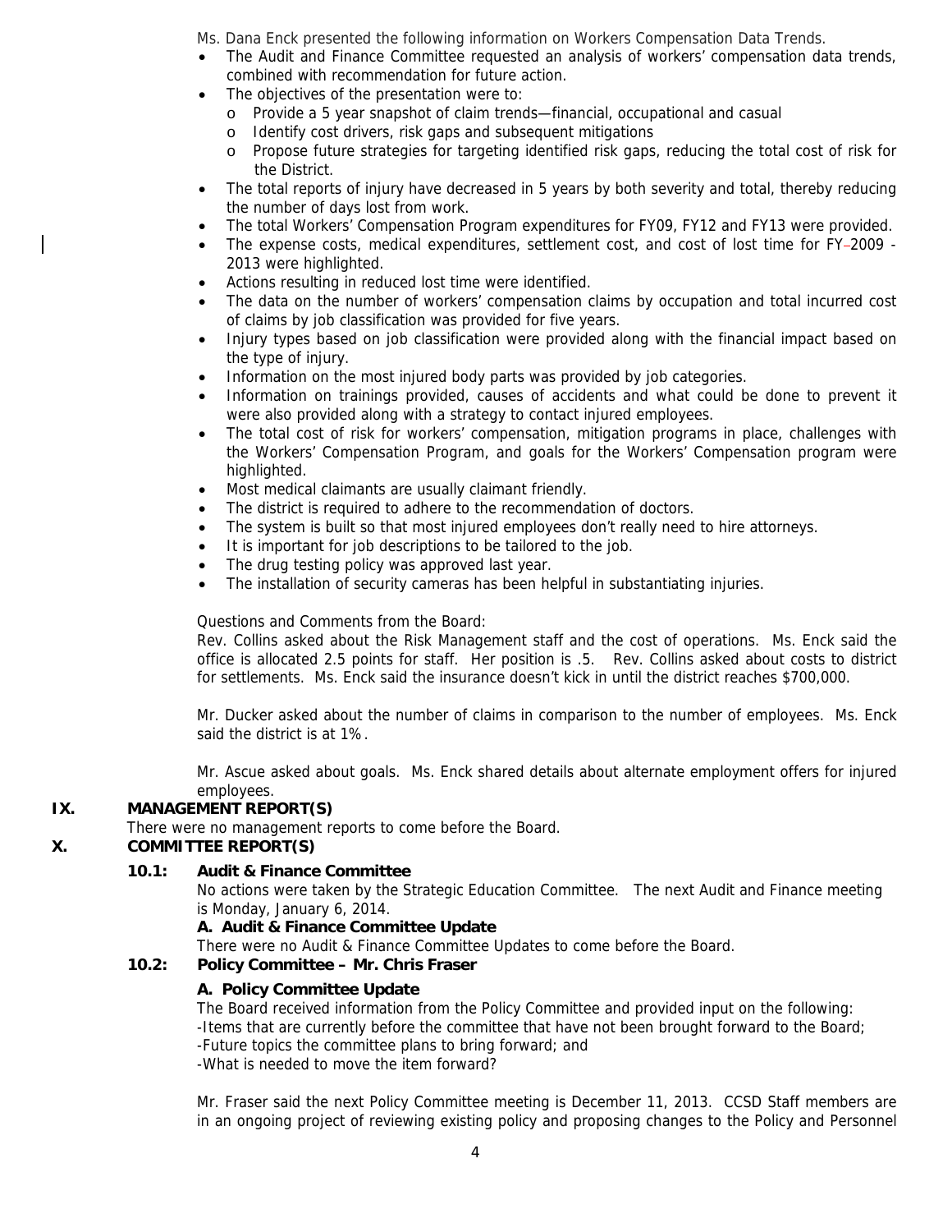Ms. Dana Enck presented the following information on Workers Compensation Data Trends.

- The Audit and Finance Committee requested an analysis of workers' compensation data trends, combined with recommendation for future action.
- The objectives of the presentation were to:
  - Provide a 5 year snapshot of claim trends—financial, occupational and casual
  - Identify cost drivers, risk gaps and subsequent mitigations
  - Propose future strategies for targeting identified risk gaps, reducing the total cost of risk for the District.
- The total reports of injury have decreased in 5 years by both severity and total, thereby reducing the number of days lost from work.
- The total Workers' Compensation Program expenditures for FY09, FY12 and FY13 were provided.
- The expense costs, medical expenditures, settlement cost, and cost of lost time for FY–2009 - 2013 were highlighted.
- Actions resulting in reduced lost time were identified.
- The data on the number of workers' compensation claims by occupation and total incurred cost of claims by job classification was provided for five years.
- Injury types based on job classification were provided along with the financial impact based on the type of injury.
- Information on the most injured body parts was provided by job categories.
- Information on trainings provided, causes of accidents and what could be done to prevent it were also provided along with a strategy to contact injured employees.
- The total cost of risk for workers' compensation, mitigation programs in place, challenges with the Workers' Compensation Program, and goals for the Workers' Compensation program were highlighted.
- Most medical claimants are usually claimant friendly.
- The district is required to adhere to the recommendation of doctors.
- The system is built so that most injured employees don't really need to hire attorneys.
- It is important for job descriptions to be tailored to the job.
- The drug testing policy was approved last year.
- The installation of security cameras has been helpful in substantiating injuries.

Questions and Comments from the Board:

Rev. Collins asked about the Risk Management staff and the cost of operations. Ms. Enck said the office is allocated 2.5 points for staff. Her position is .5. Rev. Collins asked about costs to district for settlements. Ms. Enck said the insurance doesn't kick in until the district reaches $700,000.

Mr. Ducker asked about the number of claims in comparison to the number of employees. Ms. Enck said the district is at 1%.

Mr. Ascue asked about goals. Ms. Enck shared details about alternate employment offers for injured employees.

## IX. MANAGEMENT REPORT(S)

There were no management reports to come before the Board.

## X. COMMITTEE REPORT(S)

### 10.1: Audit & Finance Committee

No actions were taken by the Strategic Education Committee. The next Audit and Finance meeting is Monday, January 6, 2014.

**A. Audit & Finance Committee Update**

There were no Audit & Finance Committee Updates to come before the Board.

### 10.2: Policy Committee – Mr. Chris Fraser

**A. Policy Committee Update**

The Board received information from the Policy Committee and provided input on the following:
-Items that are currently before the committee that have not been brought forward to the Board;
-Future topics the committee plans to bring forward; and
-What is needed to move the item forward?

Mr. Fraser said the next Policy Committee meeting is December 11, 2013. CCSD Staff members are in an ongoing project of reviewing existing policy and proposing changes to the Policy and Personnel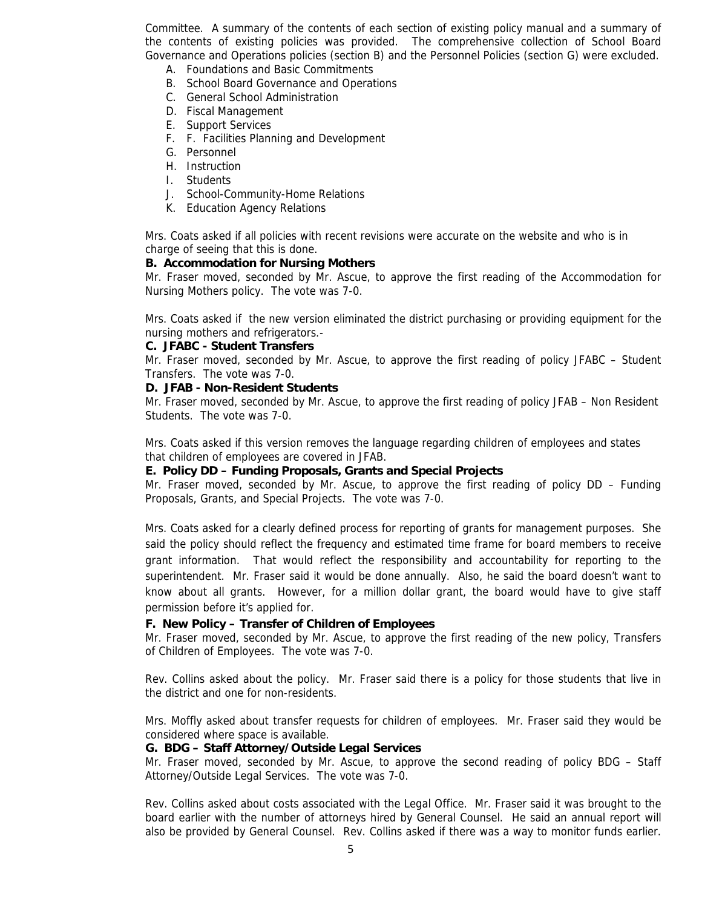Committee. A summary of the contents of each section of existing policy manual and a summary of the contents of existing policies was provided. The comprehensive collection of School Board Governance and Operations policies (section B) and the Personnel Policies (section G) were excluded.

A. Foundations and Basic Commitments
B. School Board Governance and Operations
C. General School Administration
D. Fiscal Management
E. Support Services
F. F. Facilities Planning and Development
G. Personnel
H. Instruction
I. Students
J. School-Community-Home Relations
K. Education Agency Relations

Mrs. Coats asked if all policies with recent revisions were accurate on the website and who is in charge of seeing that this is done.

**B. Accommodation for Nursing Mothers**

Mr. Fraser moved, seconded by Mr. Ascue, to approve the first reading of the Accommodation for Nursing Mothers policy. The vote was 7-0.

Mrs. Coats asked if the new version eliminated the district purchasing or providing equipment for the nursing mothers and refrigerators.-

**C. JFABC - Student Transfers**

Mr. Fraser moved, seconded by Mr. Ascue, to approve the first reading of policy JFABC – Student Transfers. The vote was 7-0.

**D. JFAB - Non-Resident Students**

Mr. Fraser moved, seconded by Mr. Ascue, to approve the first reading of policy JFAB – Non Resident Students. The vote was 7-0.

Mrs. Coats asked if this version removes the language regarding children of employees and states that children of employees are covered in JFAB.

**E. Policy DD – Funding Proposals, Grants and Special Projects**

Mr. Fraser moved, seconded by Mr. Ascue, to approve the first reading of policy DD – Funding Proposals, Grants, and Special Projects. The vote was 7-0.

Mrs. Coats asked for a clearly defined process for reporting of grants for management purposes. She said the policy should reflect the frequency and estimated time frame for board members to receive grant information. That would reflect the responsibility and accountability for reporting to the superintendent. Mr. Fraser said it would be done annually. Also, he said the board doesn't want to know about all grants. However, for a million dollar grant, the board would have to give staff permission before it's applied for.

**F. New Policy – Transfer of Children of Employees**

Mr. Fraser moved, seconded by Mr. Ascue, to approve the first reading of the new policy, Transfers of Children of Employees. The vote was 7-0.

Rev. Collins asked about the policy. Mr. Fraser said there is a policy for those students that live in the district and one for non-residents.

Mrs. Moffly asked about transfer requests for children of employees. Mr. Fraser said they would be considered where space is available.

**G. BDG – Staff Attorney/Outside Legal Services**

Mr. Fraser moved, seconded by Mr. Ascue, to approve the second reading of policy BDG – Staff Attorney/Outside Legal Services. The vote was 7-0.

Rev. Collins asked about costs associated with the Legal Office. Mr. Fraser said it was brought to the board earlier with the number of attorneys hired by General Counsel. He said an annual report will also be provided by General Counsel. Rev. Collins asked if there was a way to monitor funds earlier.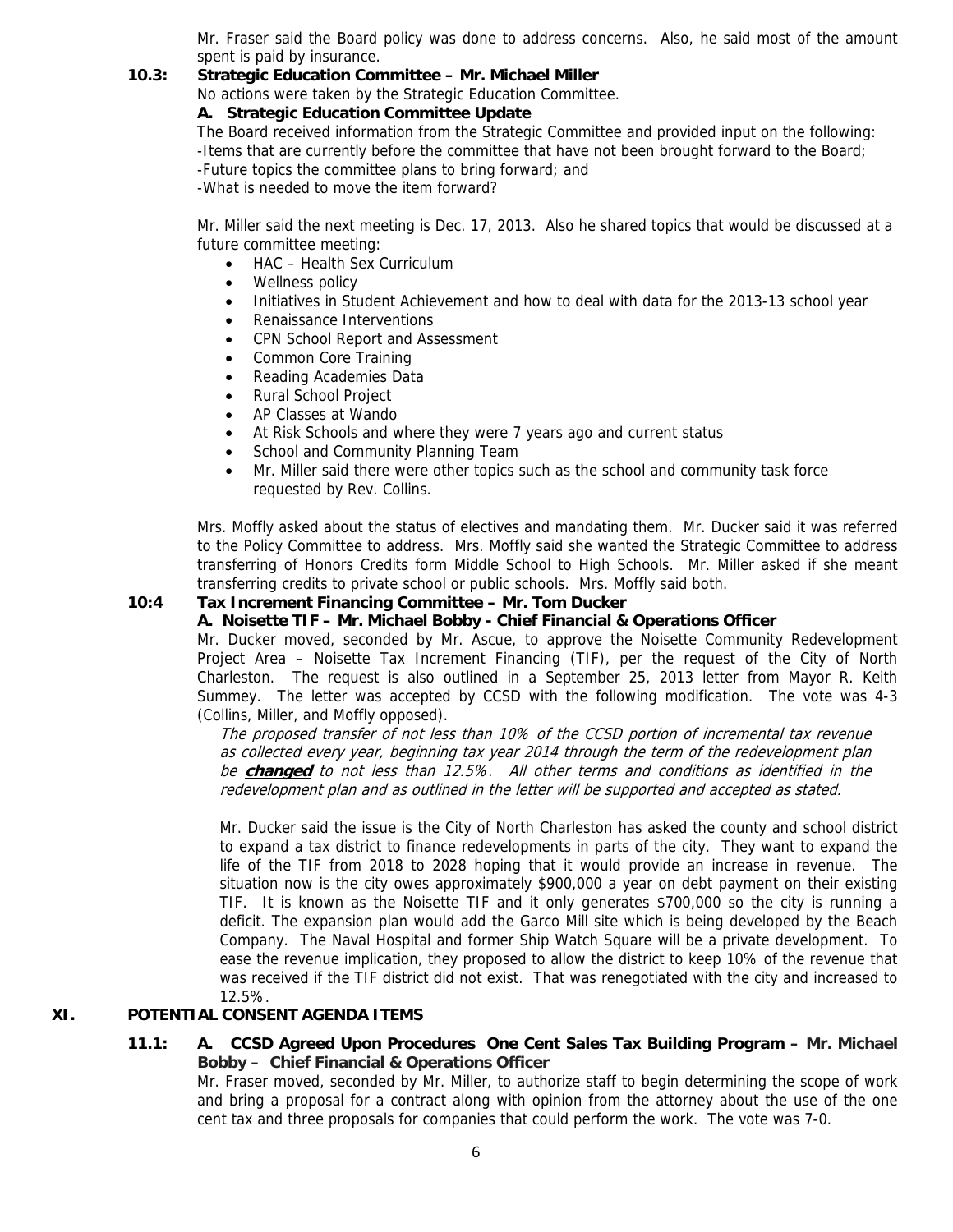Mr. Fraser said the Board policy was done to address concerns. Also, he said most of the amount spent is paid by insurance.

**10.3: Strategic Education Committee – Mr. Michael Miller**

No actions were taken by the Strategic Education Committee.

**A. Strategic Education Committee Update**

The Board received information from the Strategic Committee and provided input on the following:
-Items that are currently before the committee that have not been brought forward to the Board;
-Future topics the committee plans to bring forward; and
-What is needed to move the item forward?

Mr. Miller said the next meeting is Dec. 17, 2013. Also he shared topics that would be discussed at a future committee meeting:

- HAC – Health Sex Curriculum
- Wellness policy
- Initiatives in Student Achievement and how to deal with data for the 2013-13 school year
- Renaissance Interventions
- CPN School Report and Assessment
- Common Core Training
- Reading Academies Data
- Rural School Project
- AP Classes at Wando
- At Risk Schools and where they were 7 years ago and current status
- School and Community Planning Team
- Mr. Miller said there were other topics such as the school and community task force requested by Rev. Collins.

Mrs. Moffly asked about the status of electives and mandating them. Mr. Ducker said it was referred to the Policy Committee to address. Mrs. Moffly said she wanted the Strategic Committee to address transferring of Honors Credits form Middle School to High Schools. Mr. Miller asked if she meant transferring credits to private school or public schools. Mrs. Moffly said both.

**10:4 Tax Increment Financing Committee – Mr. Tom Ducker**

**A. Noisette TIF – Mr. Michael Bobby - Chief Financial & Operations Officer**

Mr. Ducker moved, seconded by Mr. Ascue, to approve the Noisette Community Redevelopment Project Area – Noisette Tax Increment Financing (TIF), per the request of the City of North Charleston. The request is also outlined in a September 25, 2013 letter from Mayor R. Keith Summey. The letter was accepted by CCSD with the following modification. The vote was 4-3 (Collins, Miller, and Moffly opposed).

*The proposed transfer of not less than 10% of the CCSD portion of incremental tax revenue as collected every year, beginning tax year 2014 through the term of the redevelopment plan be **changed** to not less than 12.5%. All other terms and conditions as identified in the redevelopment plan and as outlined in the letter will be supported and accepted as stated.*

Mr. Ducker said the issue is the City of North Charleston has asked the county and school district to expand a tax district to finance redevelopments in parts of the city. They want to expand the life of the TIF from 2018 to 2028 hoping that it would provide an increase in revenue. The situation now is the city owes approximately $900,000 a year on debt payment on their existing TIF. It is known as the Noisette TIF and it only generates $700,000 so the city is running a deficit. The expansion plan would add the Garco Mill site which is being developed by the Beach Company. The Naval Hospital and former Ship Watch Square will be a private development. To ease the revenue implication, they proposed to allow the district to keep 10% of the revenue that was received if the TIF district did not exist. That was renegotiated with the city and increased to 12.5%.

## XI. POTENTIAL CONSENT AGENDA ITEMS

**11.1: A. CCSD Agreed Upon Procedures One Cent Sales Tax Building Program – Mr. Michael Bobby – Chief Financial & Operations Officer**

Mr. Fraser moved, seconded by Mr. Miller, to authorize staff to begin determining the scope of work and bring a proposal for a contract along with opinion from the attorney about the use of the one cent tax and three proposals for companies that could perform the work. The vote was 7-0.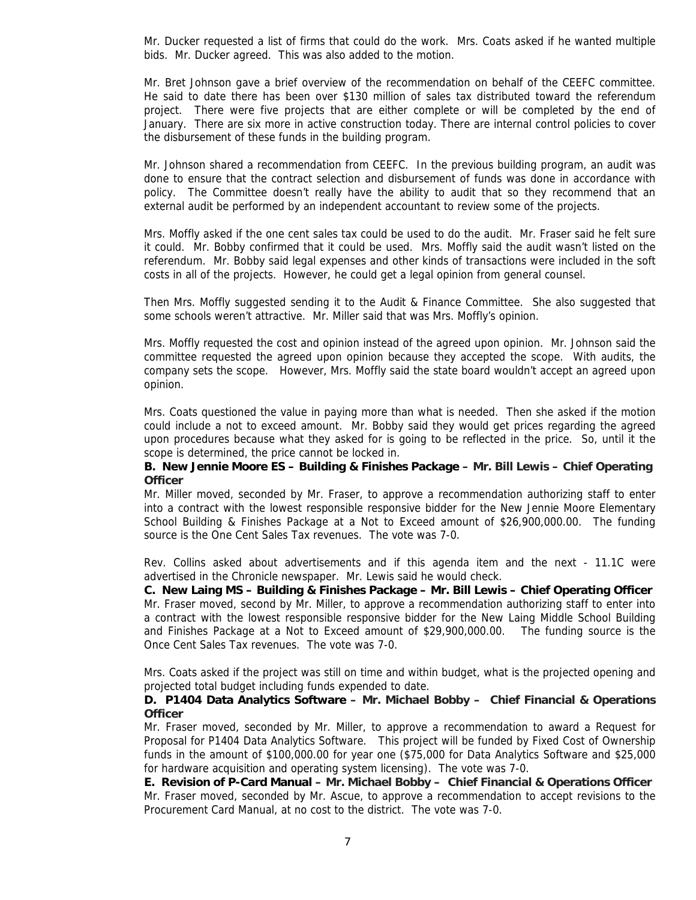Mr. Ducker requested a list of firms that could do the work. Mrs. Coats asked if he wanted multiple bids. Mr. Ducker agreed. This was also added to the motion.

Mr. Bret Johnson gave a brief overview of the recommendation on behalf of the CEEFC committee. He said to date there has been over $130 million of sales tax distributed toward the referendum project. There were five projects that are either complete or will be completed by the end of January. There are six more in active construction today. There are internal control policies to cover the disbursement of these funds in the building program.

Mr. Johnson shared a recommendation from CEEFC. In the previous building program, an audit was done to ensure that the contract selection and disbursement of funds was done in accordance with policy. The Committee doesn't really have the ability to audit that so they recommend that an external audit be performed by an independent accountant to review some of the projects.

Mrs. Moffly asked if the one cent sales tax could be used to do the audit. Mr. Fraser said he felt sure it could. Mr. Bobby confirmed that it could be used. Mrs. Moffly said the audit wasn't listed on the referendum. Mr. Bobby said legal expenses and other kinds of transactions were included in the soft costs in all of the projects. However, he could get a legal opinion from general counsel.

Then Mrs. Moffly suggested sending it to the Audit & Finance Committee. She also suggested that some schools weren't attractive. Mr. Miller said that was Mrs. Moffly's opinion.

Mrs. Moffly requested the cost and opinion instead of the agreed upon opinion. Mr. Johnson said the committee requested the agreed upon opinion because they accepted the scope. With audits, the company sets the scope. However, Mrs. Moffly said the state board wouldn't accept an agreed upon opinion.

Mrs. Coats questioned the value in paying more than what is needed. Then she asked if the motion could include a not to exceed amount. Mr. Bobby said they would get prices regarding the agreed upon procedures because what they asked for is going to be reflected in the price. So, until it the scope is determined, the price cannot be locked in.

**B. New Jennie Moore ES – Building & Finishes Package – Mr. Bill Lewis – Chief Operating Officer**

Mr. Miller moved, seconded by Mr. Fraser, to approve a recommendation authorizing staff to enter into a contract with the lowest responsible responsive bidder for the New Jennie Moore Elementary School Building & Finishes Package at a Not to Exceed amount of $26,900,000.00. The funding source is the One Cent Sales Tax revenues. The vote was 7-0.

Rev. Collins asked about advertisements and if this agenda item and the next - 11.1C were advertised in the Chronicle newspaper. Mr. Lewis said he would check.

**C. New Laing MS – Building & Finishes Package – Mr. Bill Lewis – Chief Operating Officer**

Mr. Fraser moved, second by Mr. Miller, to approve a recommendation authorizing staff to enter into a contract with the lowest responsible responsive bidder for the New Laing Middle School Building and Finishes Package at a Not to Exceed amount of $29,900,000.00. The funding source is the Once Cent Sales Tax revenues. The vote was 7-0.

Mrs. Coats asked if the project was still on time and within budget, what is the projected opening and projected total budget including funds expended to date.

**D. P1404 Data Analytics Software – Mr. Michael Bobby – Chief Financial & Operations Officer**

Mr. Fraser moved, seconded by Mr. Miller, to approve a recommendation to award a Request for Proposal for P1404 Data Analytics Software. This project will be funded by Fixed Cost of Ownership funds in the amount of $100,000.00 for year one ($75,000 for Data Analytics Software and $25,000 for hardware acquisition and operating system licensing). The vote was 7-0.

**E. Revision of P-Card Manual – Mr. Michael Bobby – Chief Financial & Operations Officer**

Mr. Fraser moved, seconded by Mr. Ascue, to approve a recommendation to accept revisions to the Procurement Card Manual, at no cost to the district. The vote was 7-0.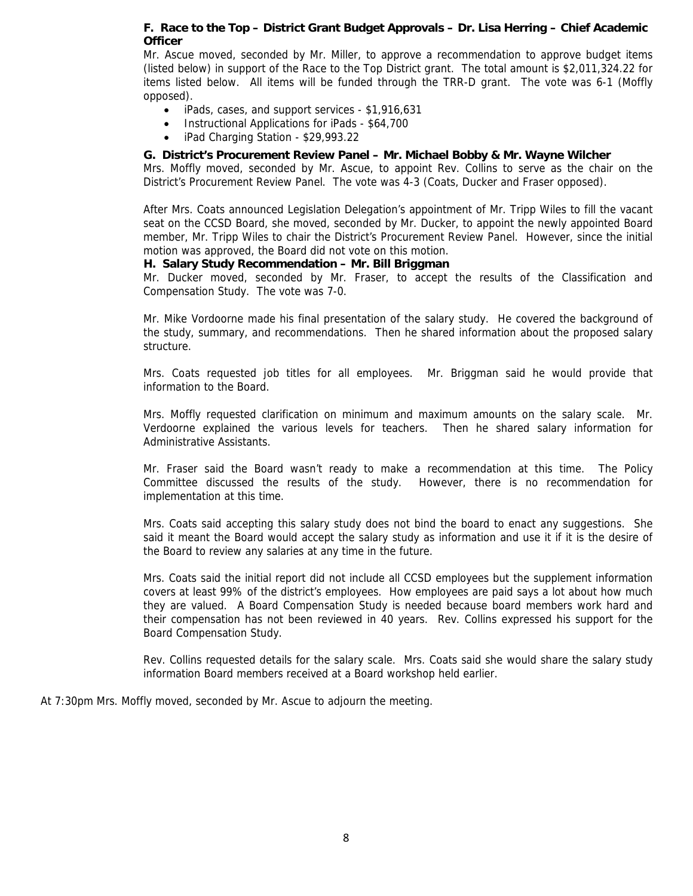**F. Race to the Top – District Grant Budget Approvals – Dr. Lisa Herring – Chief Academic Officer**

Mr. Ascue moved, seconded by Mr. Miller, to approve a recommendation to approve budget items (listed below) in support of the Race to the Top District grant. The total amount is $2,011,324.22 for items listed below. All items will be funded through the TRR-D grant. The vote was 6-1 (Moffly opposed).

- iPads, cases, and support services - $1,916,631
- Instructional Applications for iPads - $64,700
- iPad Charging Station - $29,993.22

**G. District's Procurement Review Panel – Mr. Michael Bobby & Mr. Wayne Wilcher**

Mrs. Moffly moved, seconded by Mr. Ascue, to appoint Rev. Collins to serve as the chair on the District's Procurement Review Panel. The vote was 4-3 (Coats, Ducker and Fraser opposed).

After Mrs. Coats announced Legislation Delegation's appointment of Mr. Tripp Wiles to fill the vacant seat on the CCSD Board, she moved, seconded by Mr. Ducker, to appoint the newly appointed Board member, Mr. Tripp Wiles to chair the District's Procurement Review Panel. However, since the initial motion was approved, the Board did not vote on this motion.

**H. Salary Study Recommendation – Mr. Bill Briggman**

Mr. Ducker moved, seconded by Mr. Fraser, to accept the results of the Classification and Compensation Study. The vote was 7-0.

Mr. Mike Vordoorne made his final presentation of the salary study. He covered the background of the study, summary, and recommendations. Then he shared information about the proposed salary structure.

Mrs. Coats requested job titles for all employees. Mr. Briggman said he would provide that information to the Board.

Mrs. Moffly requested clarification on minimum and maximum amounts on the salary scale. Mr. Verdoorne explained the various levels for teachers. Then he shared salary information for Administrative Assistants.

Mr. Fraser said the Board wasn't ready to make a recommendation at this time. The Policy Committee discussed the results of the study. However, there is no recommendation for implementation at this time.

Mrs. Coats said accepting this salary study does not bind the board to enact any suggestions. She said it meant the Board would accept the salary study as information and use it if it is the desire of the Board to review any salaries at any time in the future.

Mrs. Coats said the initial report did not include all CCSD employees but the supplement information covers at least 99% of the district's employees. How employees are paid says a lot about how much they are valued. A Board Compensation Study is needed because board members work hard and their compensation has not been reviewed in 40 years. Rev. Collins expressed his support for the Board Compensation Study.

Rev. Collins requested details for the salary scale. Mrs. Coats said she would share the salary study information Board members received at a Board workshop held earlier.

At 7:30pm Mrs. Moffly moved, seconded by Mr. Ascue to adjourn the meeting.